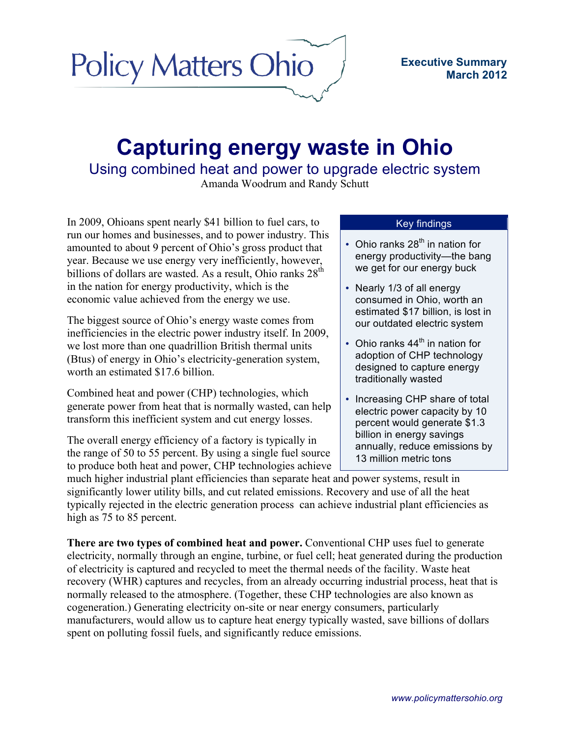Policy Matters Ohio

**Executive Summary**
**March 2012**

# Capturing energy waste in Ohio

## Using combined heat and power to upgrade electric system

Amanda Woodrum and Randy Schutt

In 2009, Ohioans spent nearly $41 billion to fuel cars, to run our homes and businesses, and to power industry. This amounted to about 9 percent of Ohio's gross product that year. Because we use energy very inefficiently, however, billions of dollars are wasted. As a result, Ohio ranks 28th in the nation for energy productivity, which is the economic value achieved from the energy we use.

The biggest source of Ohio's energy waste comes from inefficiencies in the electric power industry itself. In 2009, we lost more than one quadrillion British thermal units (Btus) of energy in Ohio's electricity-generation system, worth an estimated $17.6 billion.

Combined heat and power (CHP) technologies, which generate power from heat that is normally wasted, can help transform this inefficient system and cut energy losses.

The overall energy efficiency of a factory is typically in the range of 50 to 55 percent. By using a single fuel source to produce both heat and power, CHP technologies achieve much higher industrial plant efficiencies than separate heat and power systems, result in significantly lower utility bills, and cut related emissions. Recovery and use of all the heat typically rejected in the electric generation process can achieve industrial plant efficiencies as high as 75 to 85 percent.

**Key findings**

- Ohio ranks 28th in nation for energy productivity—the bang we get for our energy buck
- Nearly 1/3 of all energy consumed in Ohio, worth an estimated $17 billion, is lost in our outdated electric system
- Ohio ranks 44th in nation for adoption of CHP technology designed to capture energy traditionally wasted
- Increasing CHP share of total electric power capacity by 10 percent would generate $1.3 billion in energy savings annually, reduce emissions by 13 million metric tons

**There are two types of combined heat and power.** Conventional CHP uses fuel to generate electricity, normally through an engine, turbine, or fuel cell; heat generated during the production of electricity is captured and recycled to meet the thermal needs of the facility. Waste heat recovery (WHR) captures and recycles, from an already occurring industrial process, heat that is normally released to the atmosphere. (Together, these CHP technologies are also known as cogeneration.) Generating electricity on-site or near energy consumers, particularly manufacturers, would allow us to capture heat energy typically wasted, save billions of dollars spent on polluting fossil fuels, and significantly reduce emissions.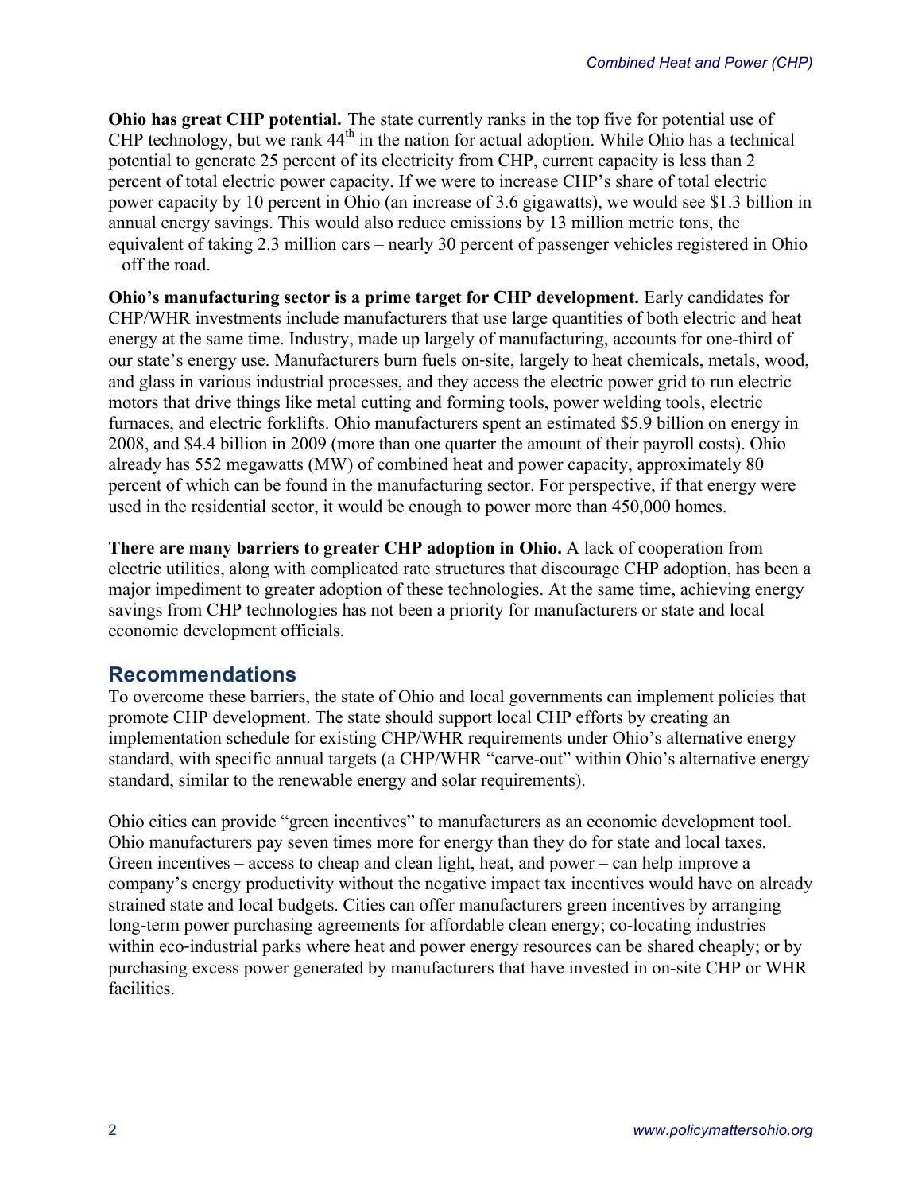**Ohio has great CHP potential.** The state currently ranks in the top five for potential use of CHP technology, but we rank 44th in the nation for actual adoption. While Ohio has a technical potential to generate 25 percent of its electricity from CHP, current capacity is less than 2 percent of total electric power capacity. If we were to increase CHP's share of total electric power capacity by 10 percent in Ohio (an increase of 3.6 gigawatts), we would see $1.3 billion in annual energy savings. This would also reduce emissions by 13 million metric tons, the equivalent of taking 2.3 million cars – nearly 30 percent of passenger vehicles registered in Ohio – off the road.

**Ohio's manufacturing sector is a prime target for CHP development.** Early candidates for CHP/WHR investments include manufacturers that use large quantities of both electric and heat energy at the same time. Industry, made up largely of manufacturing, accounts for one-third of our state's energy use. Manufacturers burn fuels on-site, largely to heat chemicals, metals, wood, and glass in various industrial processes, and they access the electric power grid to run electric motors that drive things like metal cutting and forming tools, power welding tools, electric furnaces, and electric forklifts. Ohio manufacturers spent an estimated $5.9 billion on energy in 2008, and $4.4 billion in 2009 (more than one quarter the amount of their payroll costs). Ohio already has 552 megawatts (MW) of combined heat and power capacity, approximately 80 percent of which can be found in the manufacturing sector. For perspective, if that energy were used in the residential sector, it would be enough to power more than 450,000 homes.

**There are many barriers to greater CHP adoption in Ohio.** A lack of cooperation from electric utilities, along with complicated rate structures that discourage CHP adoption, has been a major impediment to greater adoption of these technologies. At the same time, achieving energy savings from CHP technologies has not been a priority for manufacturers or state and local economic development officials.

## Recommendations

To overcome these barriers, the state of Ohio and local governments can implement policies that promote CHP development. The state should support local CHP efforts by creating an implementation schedule for existing CHP/WHR requirements under Ohio's alternative energy standard, with specific annual targets (a CHP/WHR "carve-out" within Ohio's alternative energy standard, similar to the renewable energy and solar requirements).

Ohio cities can provide "green incentives" to manufacturers as an economic development tool. Ohio manufacturers pay seven times more for energy than they do for state and local taxes. Green incentives – access to cheap and clean light, heat, and power – can help improve a company's energy productivity without the negative impact tax incentives would have on already strained state and local budgets. Cities can offer manufacturers green incentives by arranging long-term power purchasing agreements for affordable clean energy; co-locating industries within eco-industrial parks where heat and power energy resources can be shared cheaply; or by purchasing excess power generated by manufacturers that have invested in on-site CHP or WHR facilities.